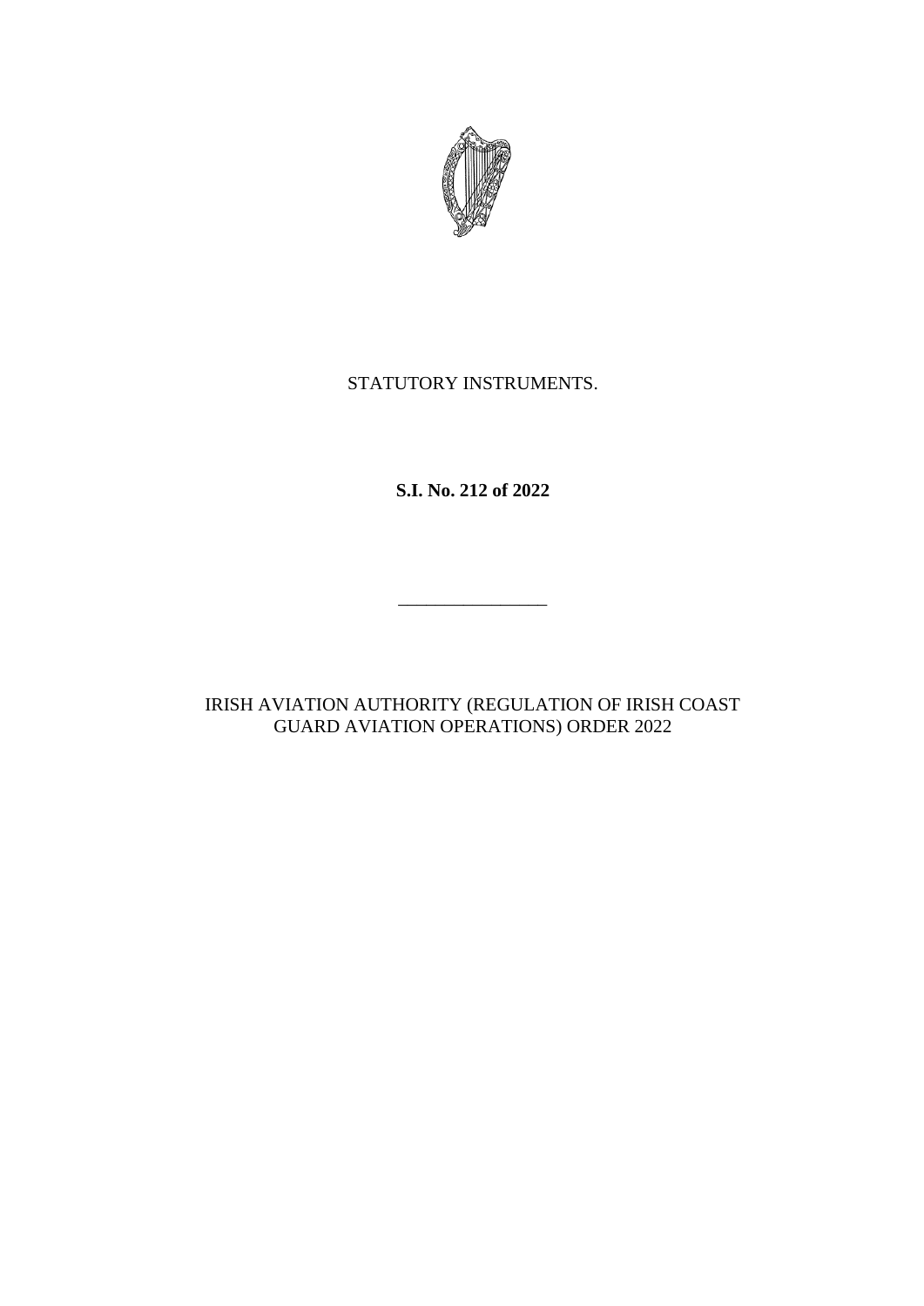STATUTORY INSTRUMENTS.

**S.I. No. 212 of 2022**

________________

IRISH AVIATION AUTHORITY (REGULATION OF IRISH COAST GUARD AVIATION OPERATIONS) ORDER 2022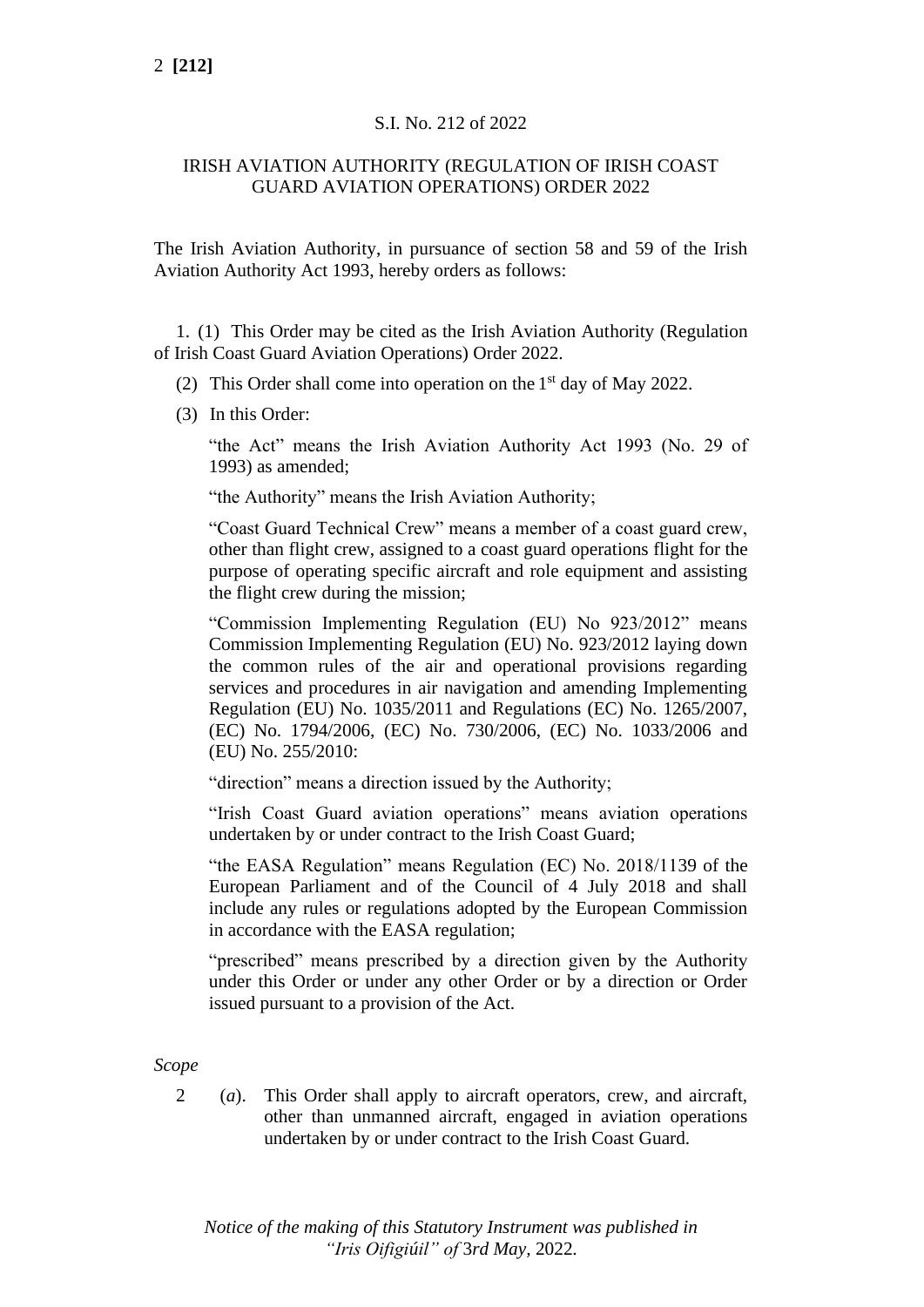S.I. No. 212 of 2022

IRISH AVIATION AUTHORITY (REGULATION OF IRISH COAST GUARD AVIATION OPERATIONS) ORDER 2022

The Irish Aviation Authority, in pursuance of section 58 and 59 of the Irish Aviation Authority Act 1993, hereby orders as follows:

1. (1) This Order may be cited as the Irish Aviation Authority (Regulation of Irish Coast Guard Aviation Operations) Order 2022.

(2) This Order shall come into operation on the 1st day of May 2022.

(3) In this Order:

"the Act" means the Irish Aviation Authority Act 1993 (No. 29 of 1993) as amended;

"the Authority" means the Irish Aviation Authority;

"Coast Guard Technical Crew" means a member of a coast guard crew, other than flight crew, assigned to a coast guard operations flight for the purpose of operating specific aircraft and role equipment and assisting the flight crew during the mission;

"Commission Implementing Regulation (EU) No 923/2012" means Commission Implementing Regulation (EU) No. 923/2012 laying down the common rules of the air and operational provisions regarding services and procedures in air navigation and amending Implementing Regulation (EU) No. 1035/2011 and Regulations (EC) No. 1265/2007, (EC) No. 1794/2006, (EC) No. 730/2006, (EC) No. 1033/2006 and (EU) No. 255/2010:

"direction" means a direction issued by the Authority;

"Irish Coast Guard aviation operations" means aviation operations undertaken by or under contract to the Irish Coast Guard;

"the EASA Regulation" means Regulation (EC) No. 2018/1139 of the European Parliament and of the Council of 4 July 2018 and shall include any rules or regulations adopted by the European Commission in accordance with the EASA regulation;

"prescribed" means prescribed by a direction given by the Authority under this Order or under any other Order or by a direction or Order issued pursuant to a provision of the Act.

*Scope*

2 (*a*). This Order shall apply to aircraft operators, crew, and aircraft, other than unmanned aircraft, engaged in aviation operations undertaken by or under contract to the Irish Coast Guard.

*Notice of the making of this Statutory Instrument was published in "Iris Oifigiúil" of 3rd May, 2022.*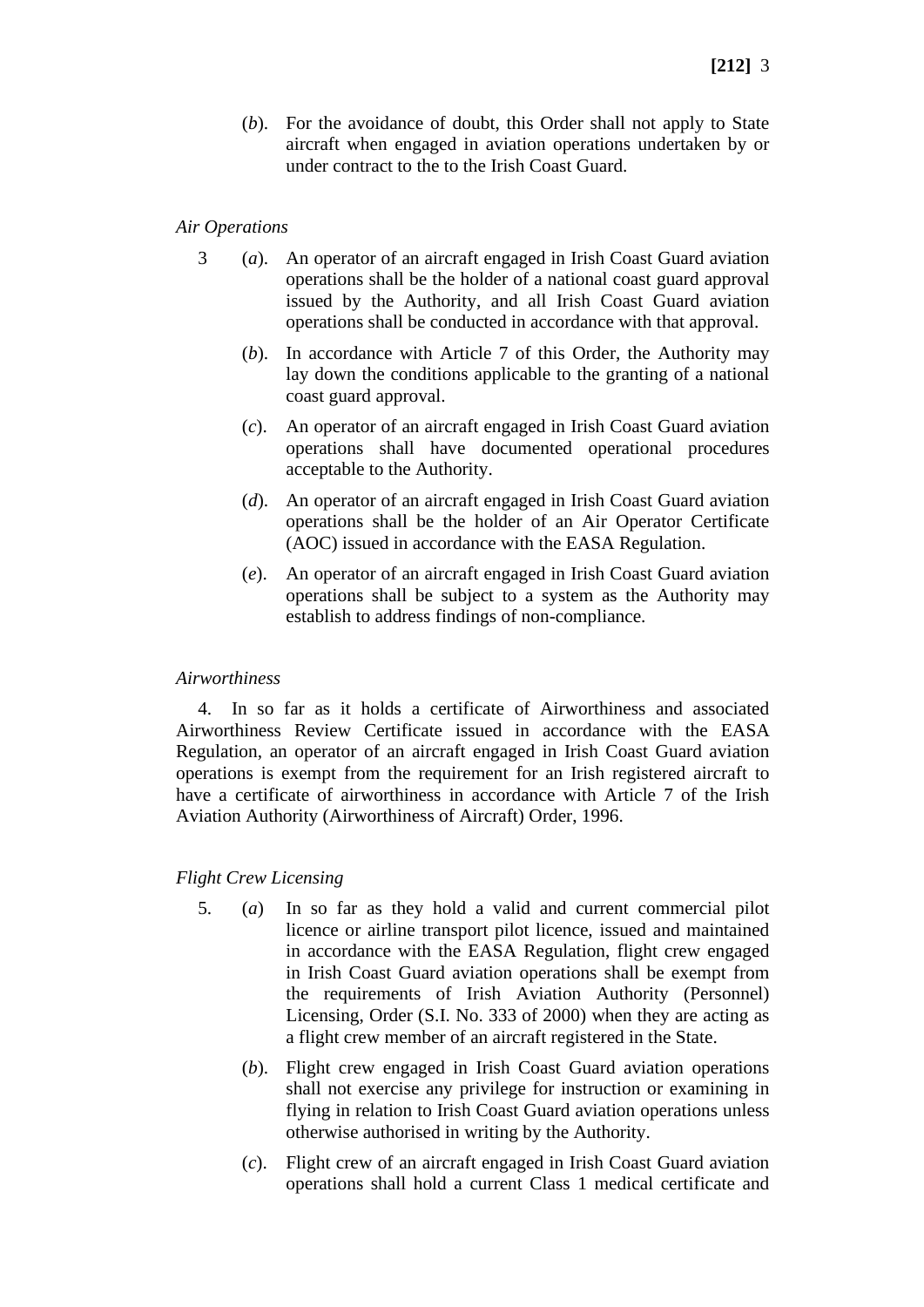(*b*). For the avoidance of doubt, this Order shall not apply to State aircraft when engaged in aviation operations undertaken by or under contract to the to the Irish Coast Guard.

*Air Operations*

3 (*a*). An operator of an aircraft engaged in Irish Coast Guard aviation operations shall be the holder of a national coast guard approval issued by the Authority, and all Irish Coast Guard aviation operations shall be conducted in accordance with that approval.

(*b*). In accordance with Article 7 of this Order, the Authority may lay down the conditions applicable to the granting of a national coast guard approval.

(*c*). An operator of an aircraft engaged in Irish Coast Guard aviation operations shall have documented operational procedures acceptable to the Authority.

(*d*). An operator of an aircraft engaged in Irish Coast Guard aviation operations shall be the holder of an Air Operator Certificate (AOC) issued in accordance with the EASA Regulation.

(*e*). An operator of an aircraft engaged in Irish Coast Guard aviation operations shall be subject to a system as the Authority may establish to address findings of non-compliance.

*Airworthiness*

4. In so far as it holds a certificate of Airworthiness and associated Airworthiness Review Certificate issued in accordance with the EASA Regulation, an operator of an aircraft engaged in Irish Coast Guard aviation operations is exempt from the requirement for an Irish registered aircraft to have a certificate of airworthiness in accordance with Article 7 of the Irish Aviation Authority (Airworthiness of Aircraft) Order, 1996.

*Flight Crew Licensing*

5. (*a*) In so far as they hold a valid and current commercial pilot licence or airline transport pilot licence, issued and maintained in accordance with the EASA Regulation, flight crew engaged in Irish Coast Guard aviation operations shall be exempt from the requirements of Irish Aviation Authority (Personnel) Licensing, Order (S.I. No. 333 of 2000) when they are acting as a flight crew member of an aircraft registered in the State.

(*b*). Flight crew engaged in Irish Coast Guard aviation operations shall not exercise any privilege for instruction or examining in flying in relation to Irish Coast Guard aviation operations unless otherwise authorised in writing by the Authority.

(*c*). Flight crew of an aircraft engaged in Irish Coast Guard aviation operations shall hold a current Class 1 medical certificate and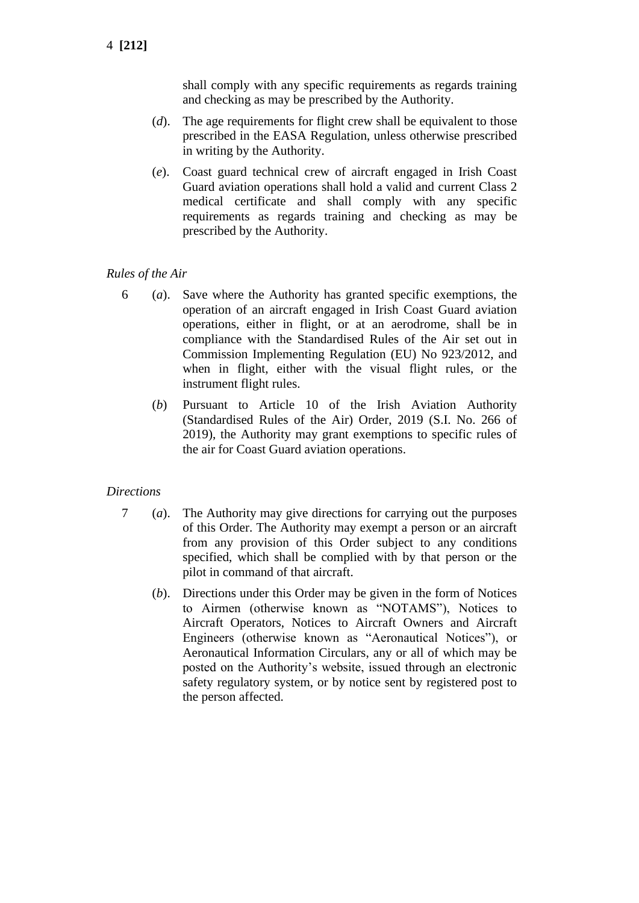shall comply with any specific requirements as regards training and checking as may be prescribed by the Authority.

(*d*). The age requirements for flight crew shall be equivalent to those prescribed in the EASA Regulation, unless otherwise prescribed in writing by the Authority.

(*e*). Coast guard technical crew of aircraft engaged in Irish Coast Guard aviation operations shall hold a valid and current Class 2 medical certificate and shall comply with any specific requirements as regards training and checking as may be prescribed by the Authority.

*Rules of the Air*

6 (*a*). Save where the Authority has granted specific exemptions, the operation of an aircraft engaged in Irish Coast Guard aviation operations, either in flight, or at an aerodrome, shall be in compliance with the Standardised Rules of the Air set out in Commission Implementing Regulation (EU) No 923/2012, and when in flight, either with the visual flight rules, or the instrument flight rules.

(*b*) Pursuant to Article 10 of the Irish Aviation Authority (Standardised Rules of the Air) Order, 2019 (S.I. No. 266 of 2019), the Authority may grant exemptions to specific rules of the air for Coast Guard aviation operations.

*Directions*

7 (*a*). The Authority may give directions for carrying out the purposes of this Order. The Authority may exempt a person or an aircraft from any provision of this Order subject to any conditions specified, which shall be complied with by that person or the pilot in command of that aircraft.

(*b*). Directions under this Order may be given in the form of Notices to Airmen (otherwise known as "NOTAMS"), Notices to Aircraft Operators, Notices to Aircraft Owners and Aircraft Engineers (otherwise known as "Aeronautical Notices"), or Aeronautical Information Circulars, any or all of which may be posted on the Authority's website, issued through an electronic safety regulatory system, or by notice sent by registered post to the person affected.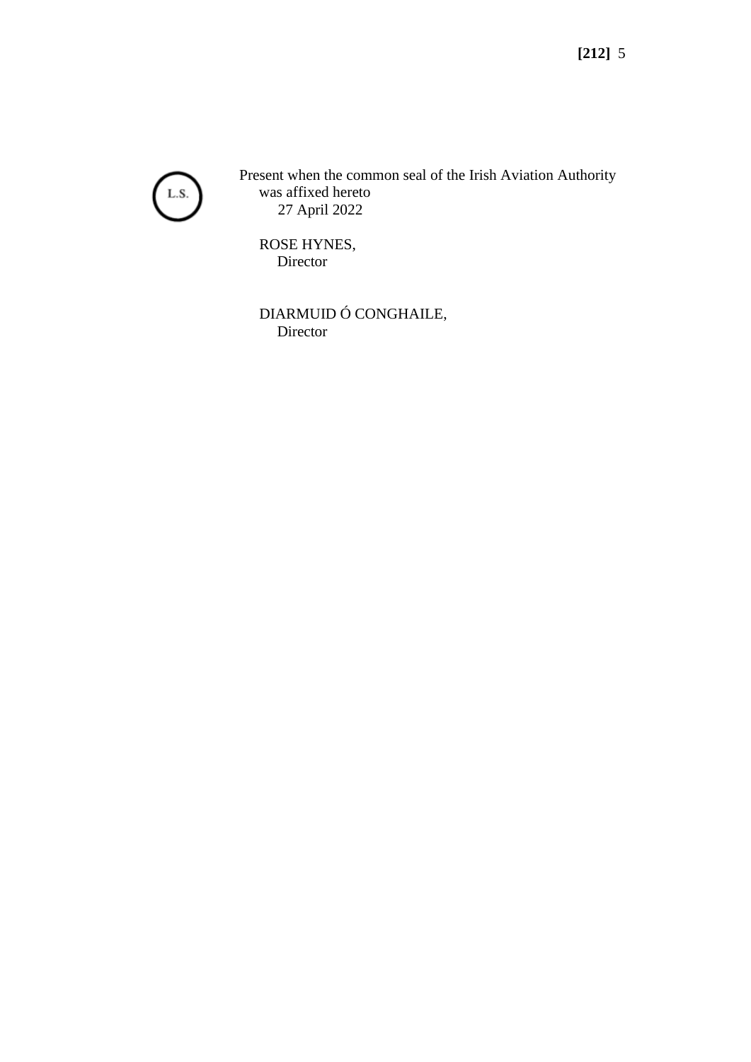L.S.

Present when the common seal of the Irish Aviation Authority was affixed hereto
27 April 2022

ROSE HYNES,
Director

DIARMUID Ó CONGHAILE,
Director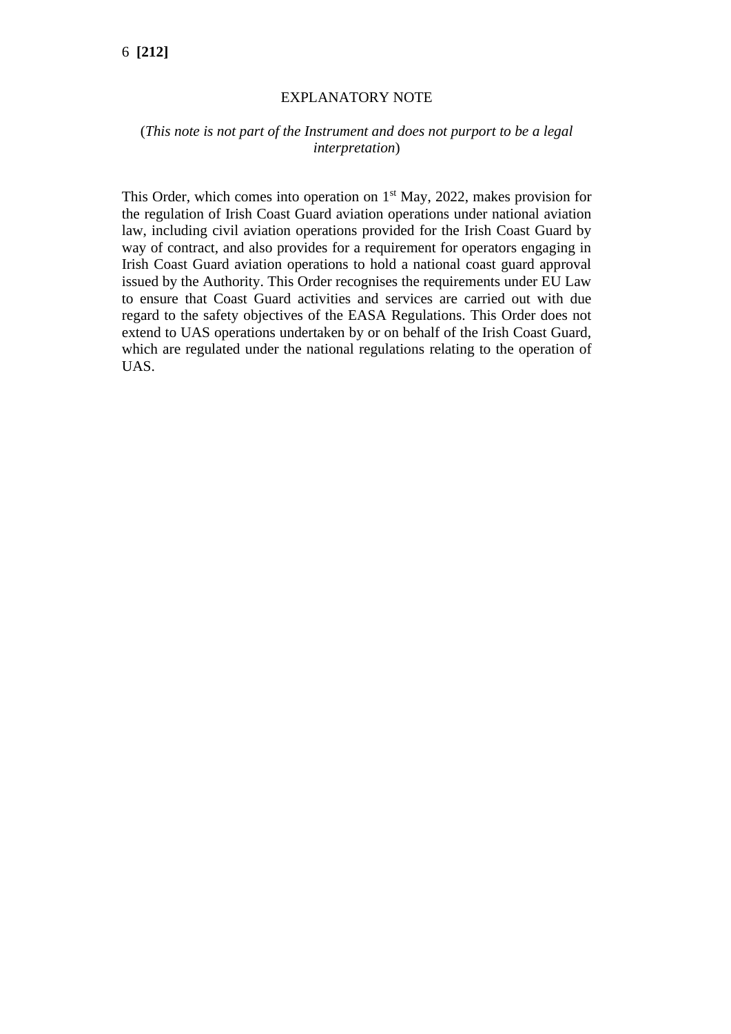# EXPLANATORY NOTE

(*This note is not part of the Instrument and does not purport to be a legal interpretation*)

This Order, which comes into operation on 1st May, 2022, makes provision for the regulation of Irish Coast Guard aviation operations under national aviation law, including civil aviation operations provided for the Irish Coast Guard by way of contract, and also provides for a requirement for operators engaging in Irish Coast Guard aviation operations to hold a national coast guard approval issued by the Authority. This Order recognises the requirements under EU Law to ensure that Coast Guard activities and services are carried out with due regard to the safety objectives of the EASA Regulations. This Order does not extend to UAS operations undertaken by or on behalf of the Irish Coast Guard, which are regulated under the national regulations relating to the operation of UAS.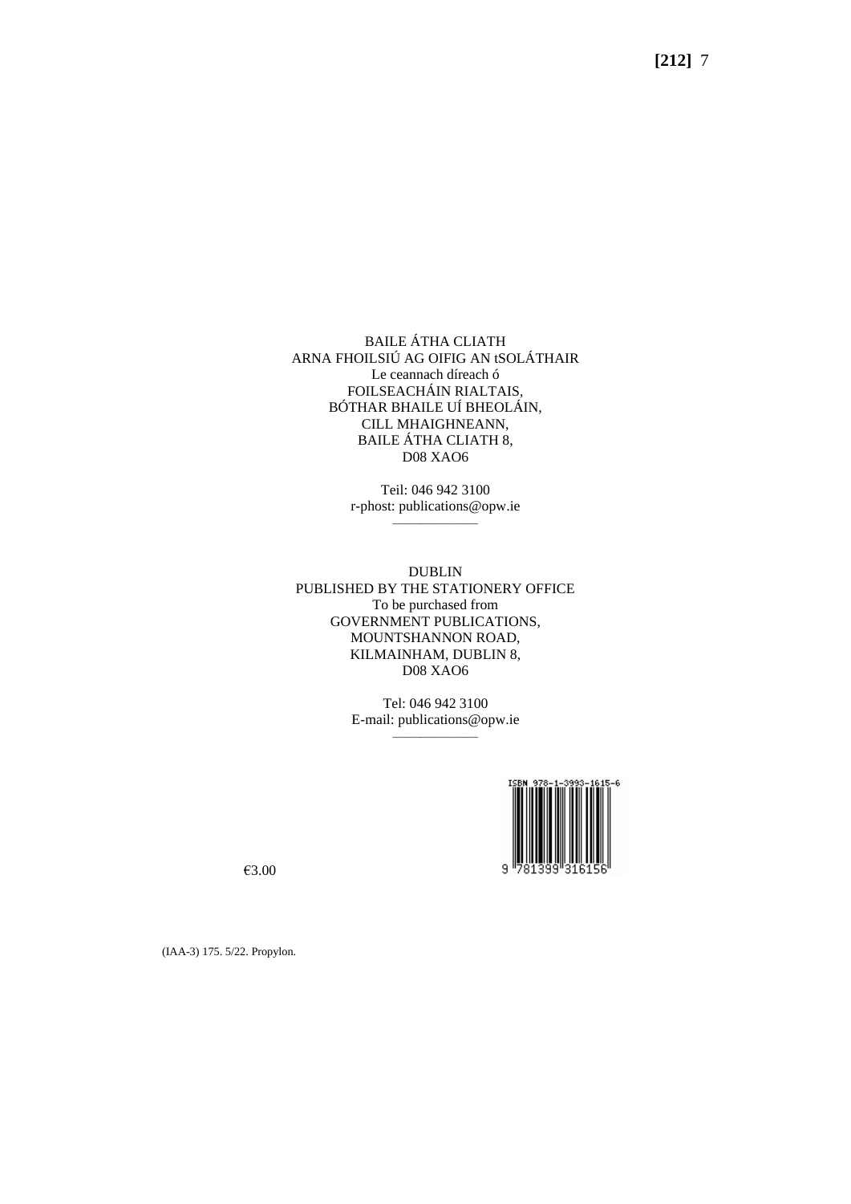BAILE ÁTHA CLIATH
ARNA FHOILSIÚ AG OIFIG AN tSOLÁTHAIR
Le ceannach díreach ó
FOILSEACHÁIN RIALTAIS,
BÓTHAR BHAILE UÍ BHEOLÁIN,
CILL MHAIGHNEANN,
BAILE ÁTHA CLIATH 8,
D08 XAO6

Teil: 046 942 3100
r-phost: publications@opw.ie

---

DUBLIN
PUBLISHED BY THE STATIONERY OFFICE
To be purchased from
GOVERNMENT PUBLICATIONS,
MOUNTSHANNON ROAD,
KILMAINHAM, DUBLIN 8,
D08 XAO6

Tel: 046 942 3100
E-mail: publications@opw.ie

---

ISBN 978-1-3993-1615-6

9 781399 316156

€3.00

(IAA-3) 175. 5/22. Propylon.